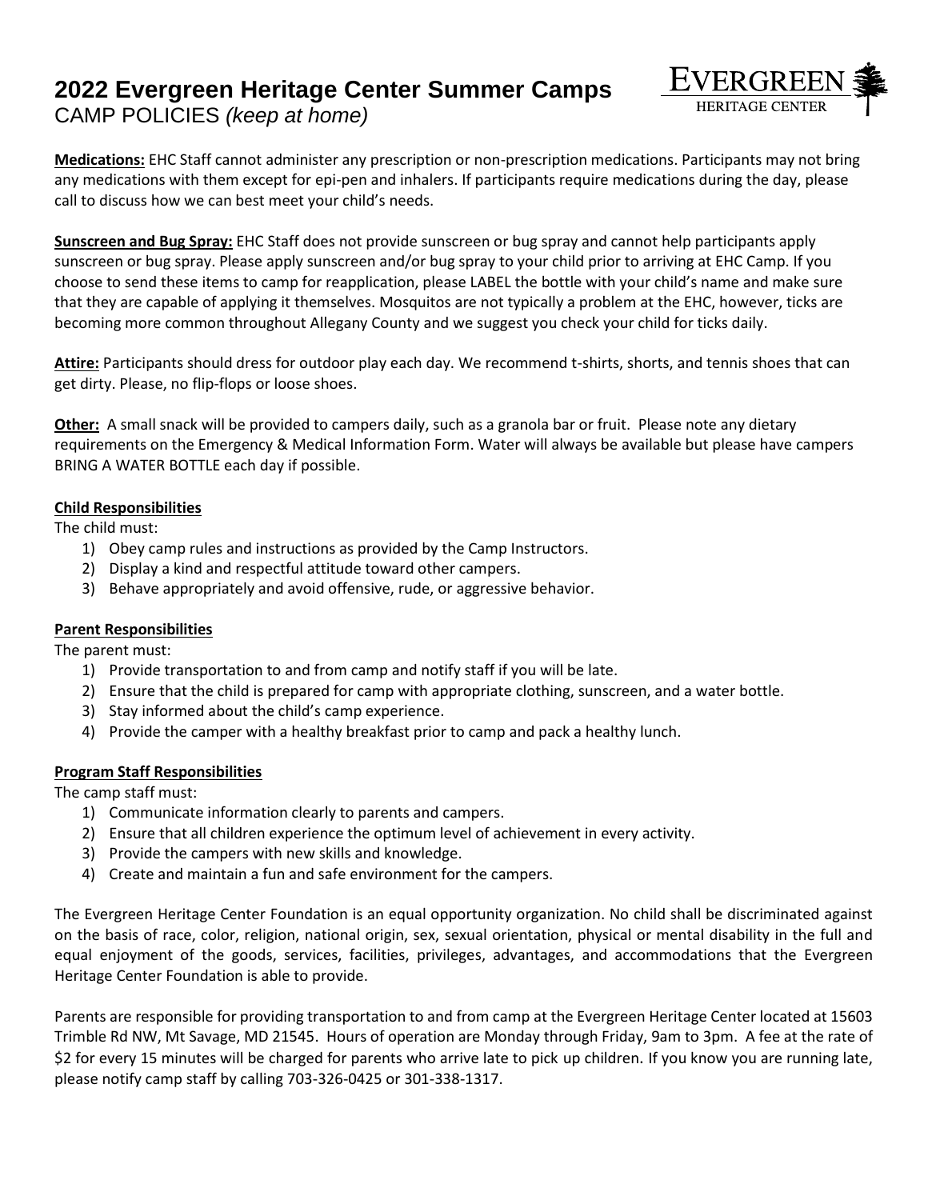# 2022 Evergreen Heritage Center Summer Camps

CAMP POLICIES *(keep at home)*

EVERGREEN HERITAGE CENTER

**Medications:** EHC Staff cannot administer any prescription or non-prescription medications. Participants may not bring any medications with them except for epi-pen and inhalers. If participants require medications during the day, please call to discuss how we can best meet your child's needs.

**Sunscreen and Bug Spray:** EHC Staff does not provide sunscreen or bug spray and cannot help participants apply sunscreen or bug spray. Please apply sunscreen and/or bug spray to your child prior to arriving at EHC Camp. If you choose to send these items to camp for reapplication, please LABEL the bottle with your child's name and make sure that they are capable of applying it themselves. Mosquitos are not typically a problem at the EHC, however, ticks are becoming more common throughout Allegany County and we suggest you check your child for ticks daily.

**Attire:** Participants should dress for outdoor play each day. We recommend t-shirts, shorts, and tennis shoes that can get dirty. Please, no flip-flops or loose shoes.

**Other:** A small snack will be provided to campers daily, such as a granola bar or fruit. Please note any dietary requirements on the Emergency & Medical Information Form. Water will always be available but please have campers BRING A WATER BOTTLE each day if possible.

**Child Responsibilities**

The child must:

1) Obey camp rules and instructions as provided by the Camp Instructors.
2) Display a kind and respectful attitude toward other campers.
3) Behave appropriately and avoid offensive, rude, or aggressive behavior.

**Parent Responsibilities**

The parent must:

1) Provide transportation to and from camp and notify staff if you will be late.
2) Ensure that the child is prepared for camp with appropriate clothing, sunscreen, and a water bottle.
3) Stay informed about the child's camp experience.
4) Provide the camper with a healthy breakfast prior to camp and pack a healthy lunch.

**Program Staff Responsibilities**

The camp staff must:

1) Communicate information clearly to parents and campers.
2) Ensure that all children experience the optimum level of achievement in every activity.
3) Provide the campers with new skills and knowledge.
4) Create and maintain a fun and safe environment for the campers.

The Evergreen Heritage Center Foundation is an equal opportunity organization. No child shall be discriminated against on the basis of race, color, religion, national origin, sex, sexual orientation, physical or mental disability in the full and equal enjoyment of the goods, services, facilities, privileges, advantages, and accommodations that the Evergreen Heritage Center Foundation is able to provide.

Parents are responsible for providing transportation to and from camp at the Evergreen Heritage Center located at 15603 Trimble Rd NW, Mt Savage, MD 21545. Hours of operation are Monday through Friday, 9am to 3pm. A fee at the rate of $2 for every 15 minutes will be charged for parents who arrive late to pick up children. If you know you are running late, please notify camp staff by calling 703-326-0425 or 301-338-1317.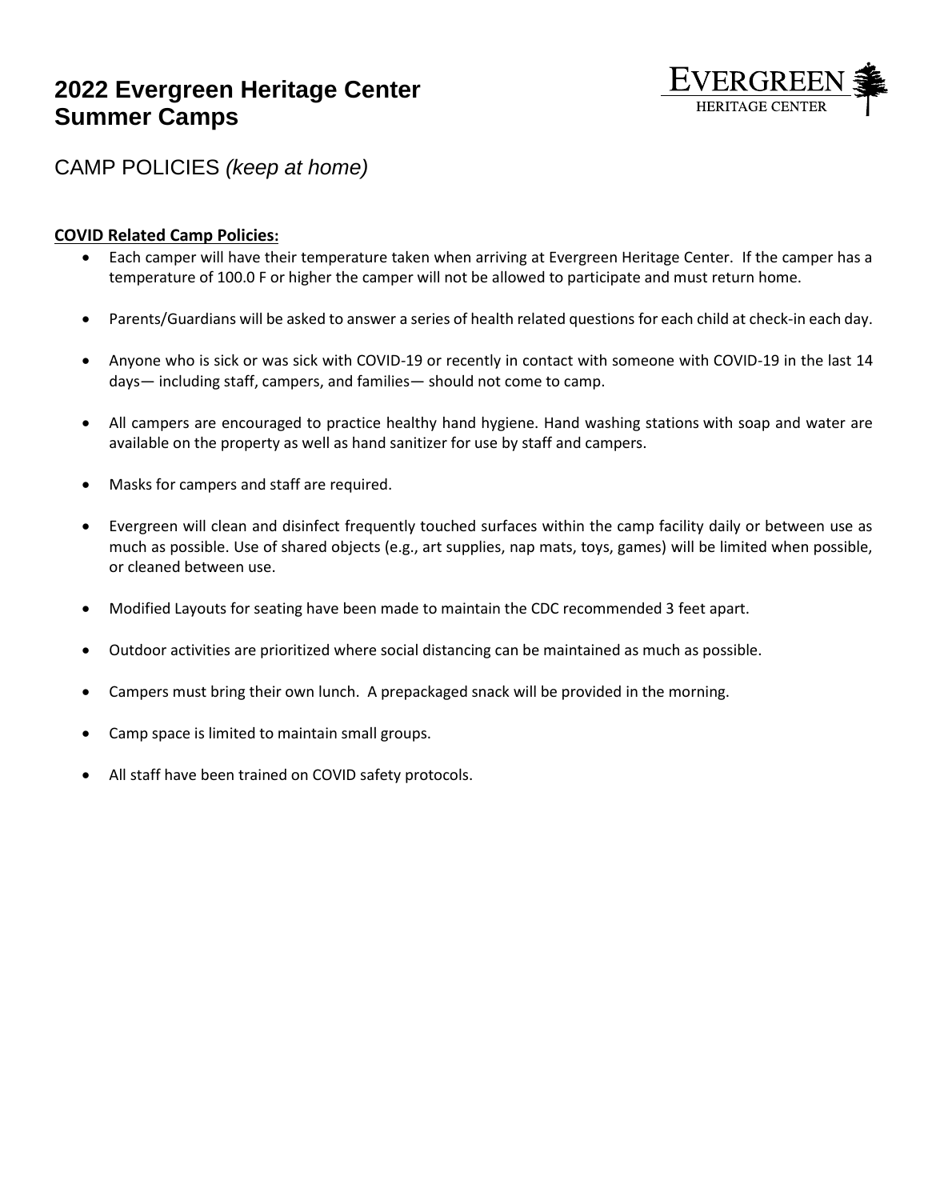# 2022 Evergreen Heritage Center Summer Camps

EVERGREEN HERITAGE CENTER

## CAMP POLICIES *(keep at home)*

**COVID Related Camp Policies:**

- Each camper will have their temperature taken when arriving at Evergreen Heritage Center. If the camper has a temperature of 100.0 F or higher the camper will not be allowed to participate and must return home.

- Parents/Guardians will be asked to answer a series of health related questions for each child at check-in each day.

- Anyone who is sick or was sick with COVID-19 or recently in contact with someone with COVID-19 in the last 14 days— including staff, campers, and families— should not come to camp.

- All campers are encouraged to practice healthy hand hygiene. Hand washing stations with soap and water are available on the property as well as hand sanitizer for use by staff and campers.

- Masks for campers and staff are required.

- Evergreen will clean and disinfect frequently touched surfaces within the camp facility daily or between use as much as possible. Use of shared objects (e.g., art supplies, nap mats, toys, games) will be limited when possible, or cleaned between use.

- Modified Layouts for seating have been made to maintain the CDC recommended 3 feet apart.

- Outdoor activities are prioritized where social distancing can be maintained as much as possible.

- Campers must bring their own lunch. A prepackaged snack will be provided in the morning.

- Camp space is limited to maintain small groups.

- All staff have been trained on COVID safety protocols.